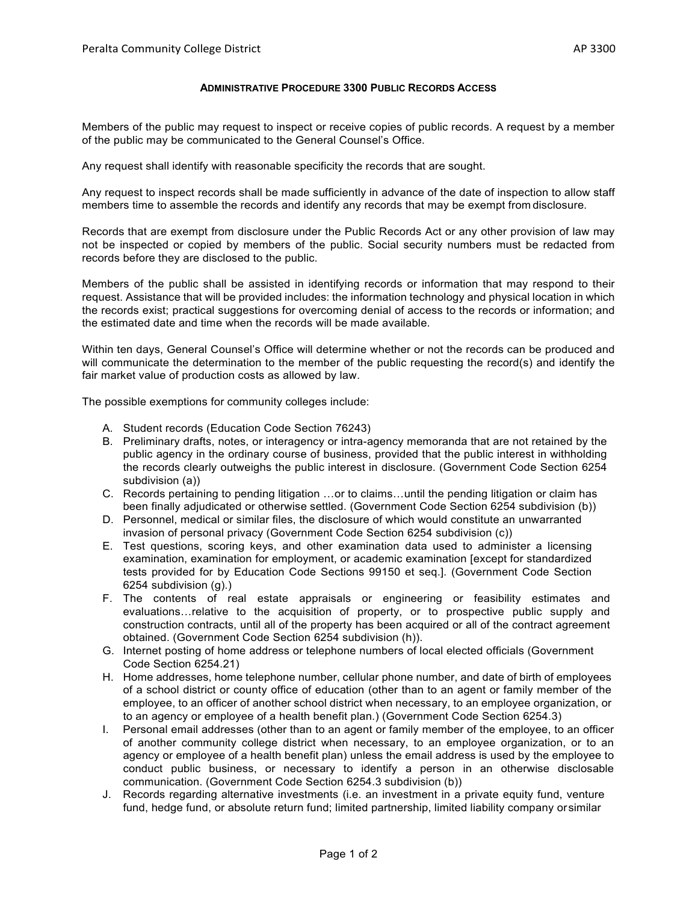# ADMINISTRATIVE PROCEDURE 3300 PUBLIC RECORDS ACCESS

Members of the public may request to inspect or receive copies of public records. A request by a member of the public may be communicated to the General Counsel's Office.

Any request shall identify with reasonable specificity the records that are sought.

Any request to inspect records shall be made sufficiently in advance of the date of inspection to allow staff members time to assemble the records and identify any records that may be exempt from disclosure.

Records that are exempt from disclosure under the Public Records Act or any other provision of law may not be inspected or copied by members of the public. Social security numbers must be redacted from records before they are disclosed to the public.

Members of the public shall be assisted in identifying records or information that may respond to their request. Assistance that will be provided includes: the information technology and physical location in which the records exist; practical suggestions for overcoming denial of access to the records or information; and the estimated date and time when the records will be made available.

Within ten days, General Counsel's Office will determine whether or not the records can be produced and will communicate the determination to the member of the public requesting the record(s) and identify the fair market value of production costs as allowed by law.

The possible exemptions for community colleges include:

A. Student records (Education Code Section 76243)
B. Preliminary drafts, notes, or interagency or intra-agency memoranda that are not retained by the public agency in the ordinary course of business, provided that the public interest in withholding the records clearly outweighs the public interest in disclosure. (Government Code Section 6254 subdivision (a))
C. Records pertaining to pending litigation …or to claims…until the pending litigation or claim has been finally adjudicated or otherwise settled. (Government Code Section 6254 subdivision (b))
D. Personnel, medical or similar files, the disclosure of which would constitute an unwarranted invasion of personal privacy (Government Code Section 6254 subdivision (c))
E. Test questions, scoring keys, and other examination data used to administer a licensing examination, examination for employment, or academic examination [except for standardized tests provided for by Education Code Sections 99150 et seq.]. (Government Code Section 6254 subdivision (g).)
F. The contents of real estate appraisals or engineering or feasibility estimates and evaluations…relative to the acquisition of property, or to prospective public supply and construction contracts, until all of the property has been acquired or all of the contract agreement obtained. (Government Code Section 6254 subdivision (h)).
G. Internet posting of home address or telephone numbers of local elected officials (Government Code Section 6254.21)
H. Home addresses, home telephone number, cellular phone number, and date of birth of employees of a school district or county office of education (other than to an agent or family member of the employee, to an officer of another school district when necessary, to an employee organization, or to an agency or employee of a health benefit plan.) (Government Code Section 6254.3)
I. Personal email addresses (other than to an agent or family member of the employee, to an officer of another community college district when necessary, to an employee organization, or to an agency or employee of a health benefit plan) unless the email address is used by the employee to conduct public business, or necessary to identify a person in an otherwise disclosable communication. (Government Code Section 6254.3 subdivision (b))
J. Records regarding alternative investments (i.e. an investment in a private equity fund, venture fund, hedge fund, or absolute return fund; limited partnership, limited liability company or similar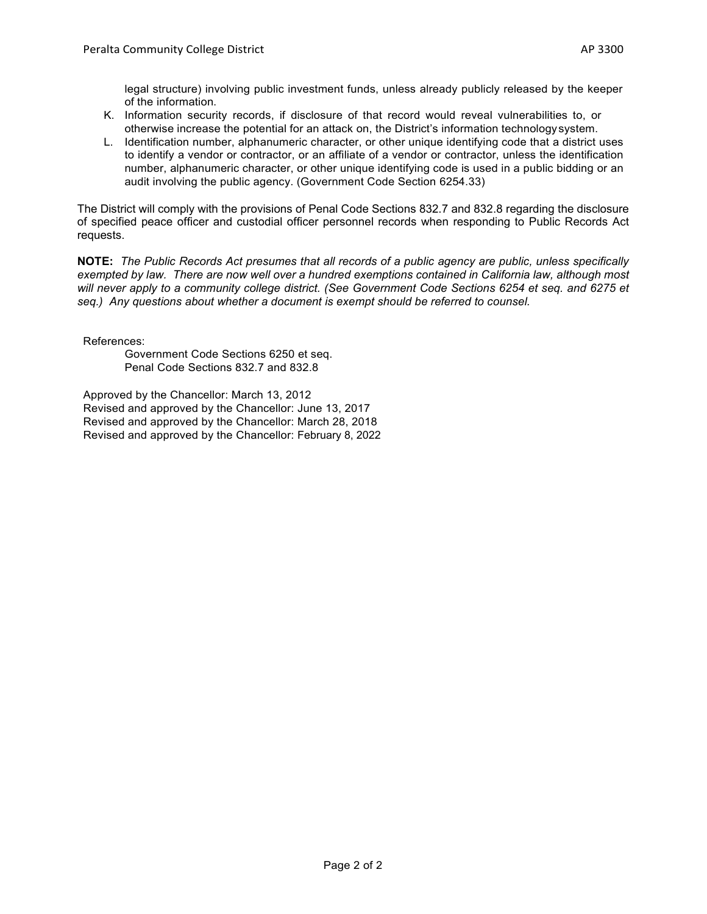legal structure) involving public investment funds, unless already publicly released by the keeper of the information.

K. Information security records, if disclosure of that record would reveal vulnerabilities to, or otherwise increase the potential for an attack on, the District's information technology system.

L. Identification number, alphanumeric character, or other unique identifying code that a district uses to identify a vendor or contractor, or an affiliate of a vendor or contractor, unless the identification number, alphanumeric character, or other unique identifying code is used in a public bidding or an audit involving the public agency. (Government Code Section 6254.33)

The District will comply with the provisions of Penal Code Sections 832.7 and 832.8 regarding the disclosure of specified peace officer and custodial officer personnel records when responding to Public Records Act requests.

**NOTE:** *The Public Records Act presumes that all records of a public agency are public, unless specifically exempted by law. There are now well over a hundred exemptions contained in California law, although most will never apply to a community college district. (See Government Code Sections 6254 et seq. and 6275 et seq.) Any questions about whether a document is exempt should be referred to counsel.*

References:

Government Code Sections 6250 et seq.
Penal Code Sections 832.7 and 832.8

Approved by the Chancellor: March 13, 2012
Revised and approved by the Chancellor: June 13, 2017
Revised and approved by the Chancellor: March 28, 2018
Revised and approved by the Chancellor: February 8, 2022